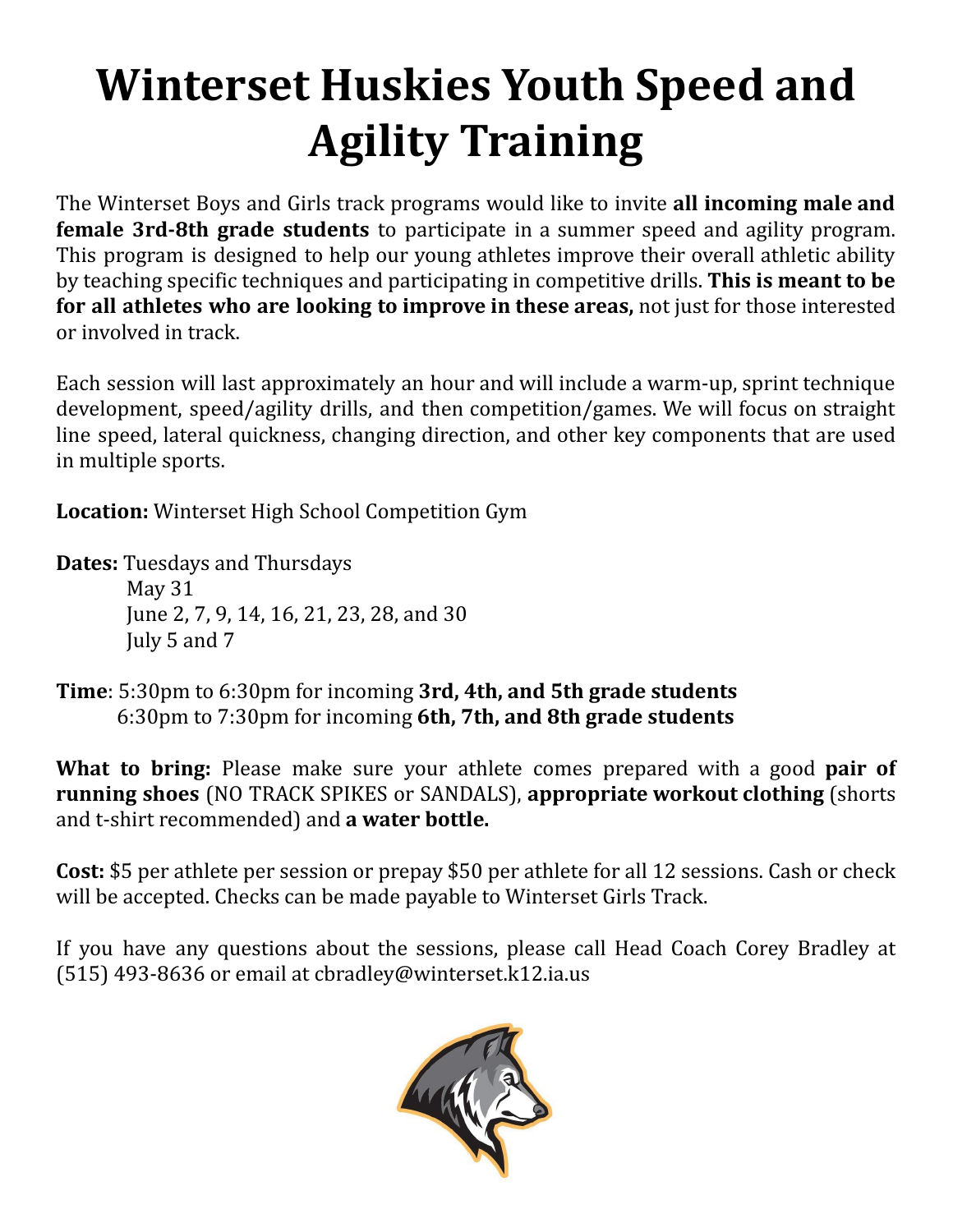# Winterset Huskies Youth Speed and Agility Training

The Winterset Boys and Girls track programs would like to invite **all incoming male and female 3rd-8th grade students** to participate in a summer speed and agility program. This program is designed to help our young athletes improve their overall athletic ability by teaching specific techniques and participating in competitive drills. **This is meant to be for all athletes who are looking to improve in these areas,** not just for those interested or involved in track.

Each session will last approximately an hour and will include a warm-up, sprint technique development, speed/agility drills, and then competition/games. We will focus on straight line speed, lateral quickness, changing direction, and other key components that are used in multiple sports.

**Location:** Winterset High School Competition Gym

**Dates:** Tuesdays and Thursdays
May 31
June 2, 7, 9, 14, 16, 21, 23, 28, and 30
July 5 and 7

**Time**: 5:30pm to 6:30pm for incoming **3rd, 4th, and 5th grade students**
6:30pm to 7:30pm for incoming **6th, 7th, and 8th grade students**

**What to bring:** Please make sure your athlete comes prepared with a good **pair of running shoes** (NO TRACK SPIKES or SANDALS), **appropriate workout clothing** (shorts and t-shirt recommended) and **a water bottle.**

**Cost:** $5 per athlete per session or prepay $50 per athlete for all 12 sessions. Cash or check will be accepted. Checks can be made payable to Winterset Girls Track.

If you have any questions about the sessions, please call Head Coach Corey Bradley at (515) 493-8636 or email at cbradley@winterset.k12.ia.us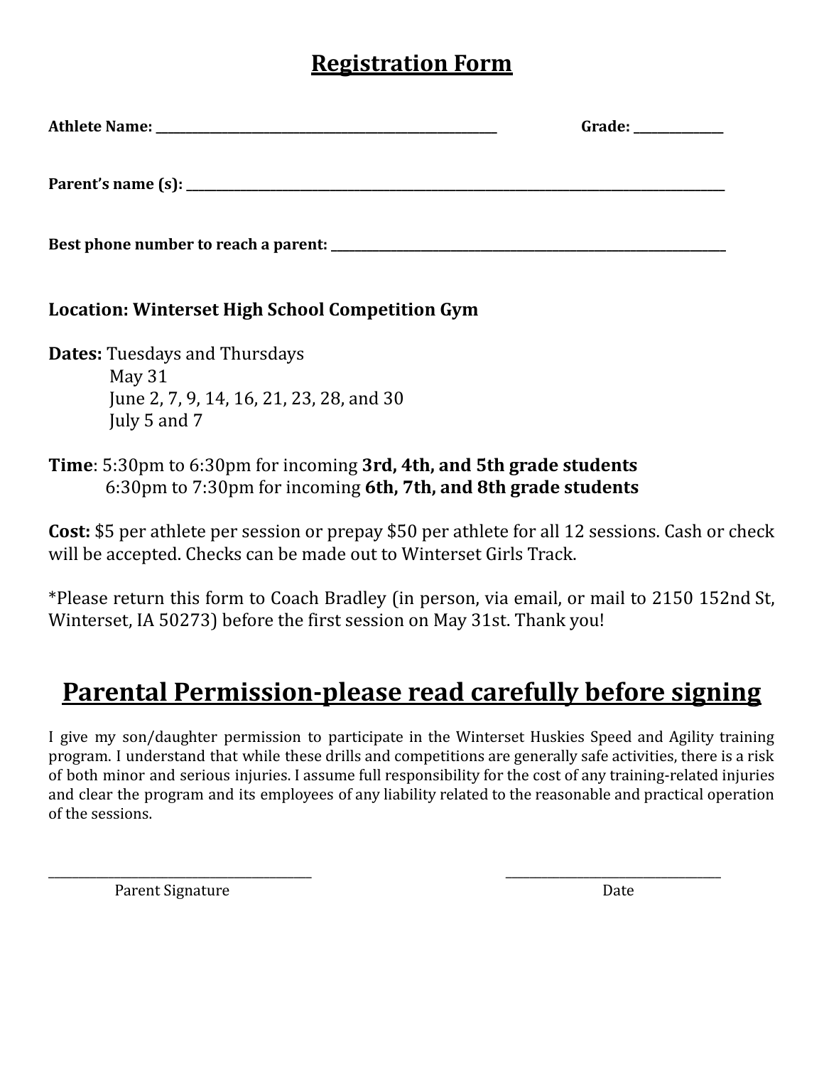# Registration Form

**Athlete Name:** ______________________________ **Grade:** __________

**Parent's name (s):** ______________________________________________

**Best phone number to reach a parent:** ______________________________

**Location: Winterset High School Competition Gym**

**Dates:** Tuesdays and Thursdays
May 31
June 2, 7, 9, 14, 16, 21, 23, 28, and 30
July 5 and 7

**Time**: 5:30pm to 6:30pm for incoming **3rd, 4th, and 5th grade students**
6:30pm to 7:30pm for incoming **6th, 7th, and 8th grade students**

**Cost:** $5 per athlete per session or prepay $50 per athlete for all 12 sessions. Cash or check will be accepted. Checks can be made out to Winterset Girls Track.

*Please return this form to Coach Bradley (in person, via email, or mail to 2150 152nd St, Winterset, IA 50273) before the first session on May 31st. Thank you!

# Parental Permission-please read carefully before signing

I give my son/daughter permission to participate in the Winterset Huskies Speed and Agility training program. I understand that while these drills and competitions are generally safe activities, there is a risk of both minor and serious injuries. I assume full responsibility for the cost of any training-related injuries and clear the program and its employees of any liability related to the reasonable and practical operation of the sessions.

______________________________ ______________________
Parent Signature Date